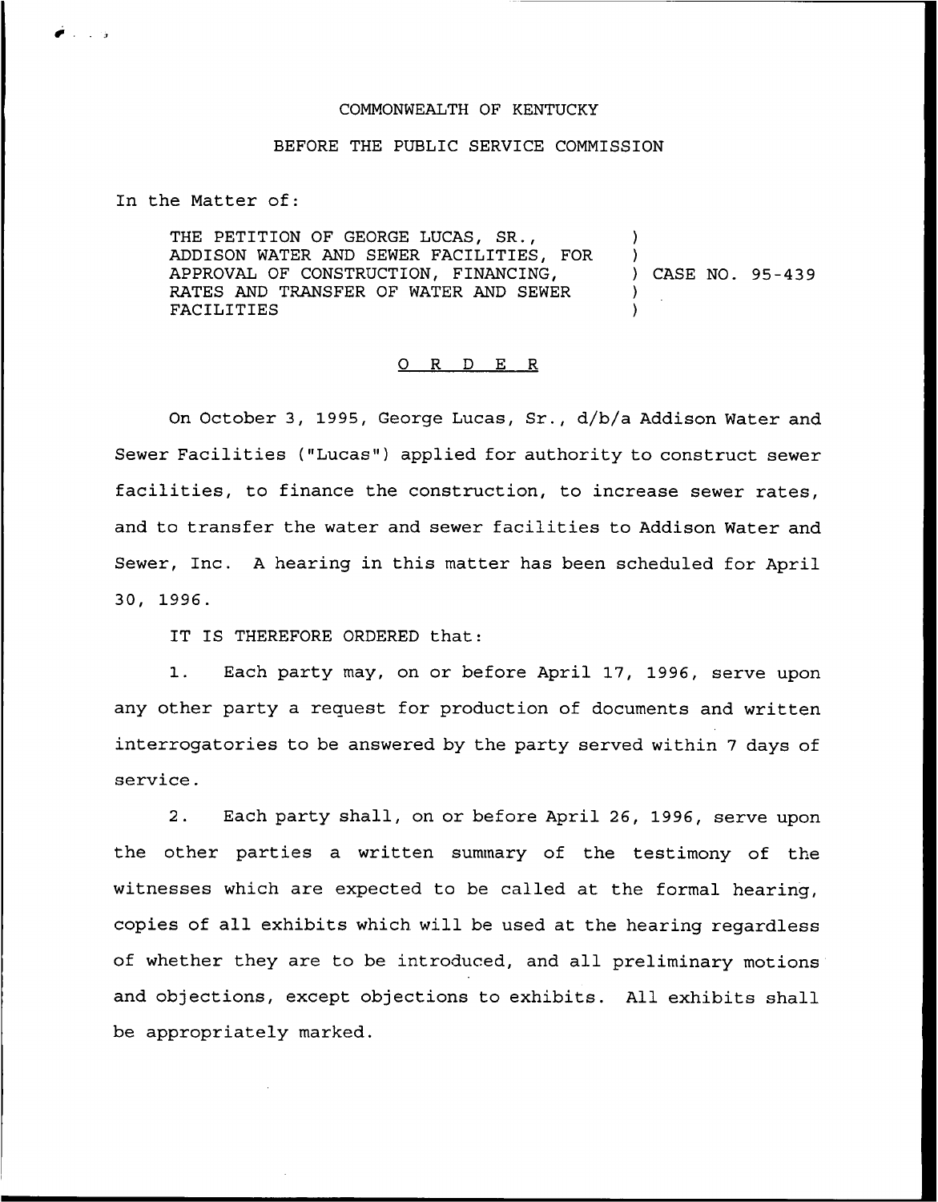COMMONWEALTH OF KENTUCKY

BEFORE THE PUBLIC SERVICE COMMISSION

In the Matter of:

| | |
|---|---|
| THE PETITION OF GEORGE LUCAS, SR., ADDISON WATER AND SEWER FACILITIES, FOR APPROVAL OF CONSTRUCTION, FINANCING, RATES AND TRANSFER OF WATER AND SEWER FACILITIES | ) CASE NO. 95-439 |

## O R D E R

On October 3, 1995, George Lucas, Sr., d/b/a Addison Water and Sewer Facilities ("Lucas") applied for authority to construct sewer facilities, to finance the construction, to increase sewer rates, and to transfer the water and sewer facilities to Addison Water and Sewer, Inc. A hearing in this matter has been scheduled for April 30, 1996.

IT IS THEREFORE ORDERED that:

1. Each party may, on or before April 17, 1996, serve upon any other party a request for production of documents and written interrogatories to be answered by the party served within 7 days of service.

2. Each party shall, on or before April 26, 1996, serve upon the other parties a written summary of the testimony of the witnesses which are expected to be called at the formal hearing, copies of all exhibits which will be used at the hearing regardless of whether they are to be introduced, and all preliminary motions and objections, except objections to exhibits. All exhibits shall be appropriately marked.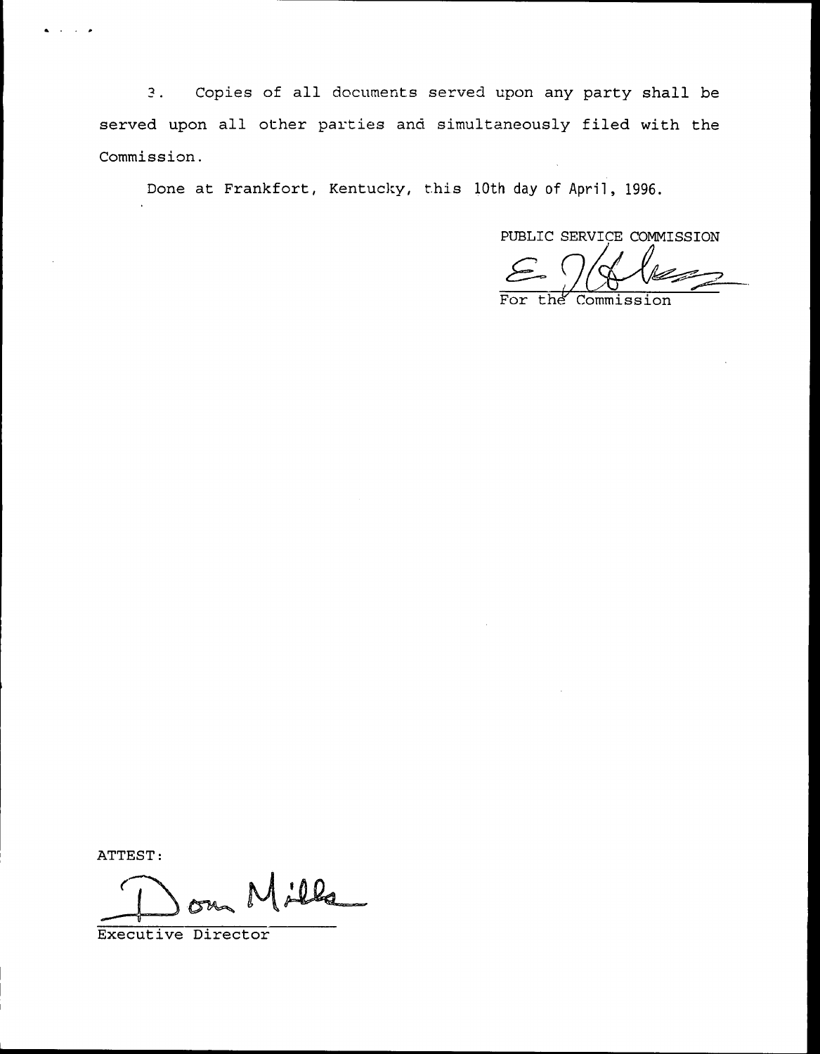3. Copies of all documents served upon any party shall be served upon all other parties and simultaneously filed with the Commission.

Done at Frankfort, Kentucky, this 10th day of April, 1996.

PUBLIC SERVICE COMMISSION

For the Commission

ATTEST:

Executive Director